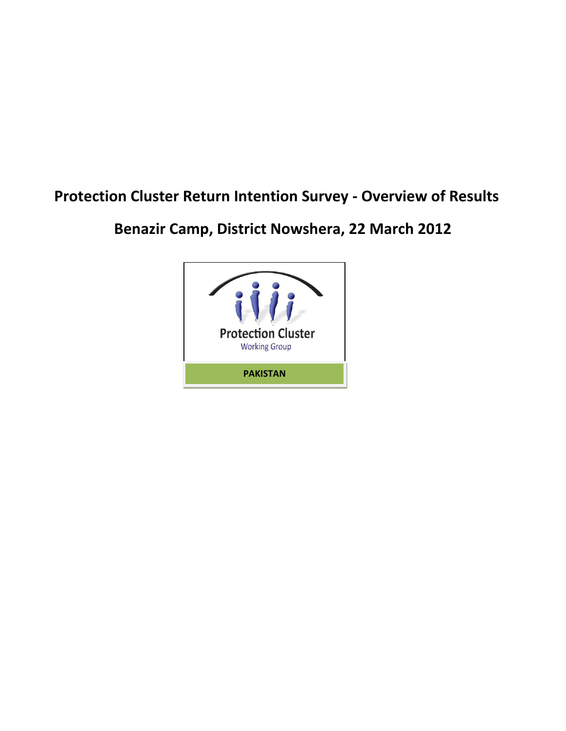# Protection Cluster Return Intention Survey - Overview of Results

## Benazir Camp, District Nowshera, 22 March 2012

Protection Cluster
Working Group

PAKISTAN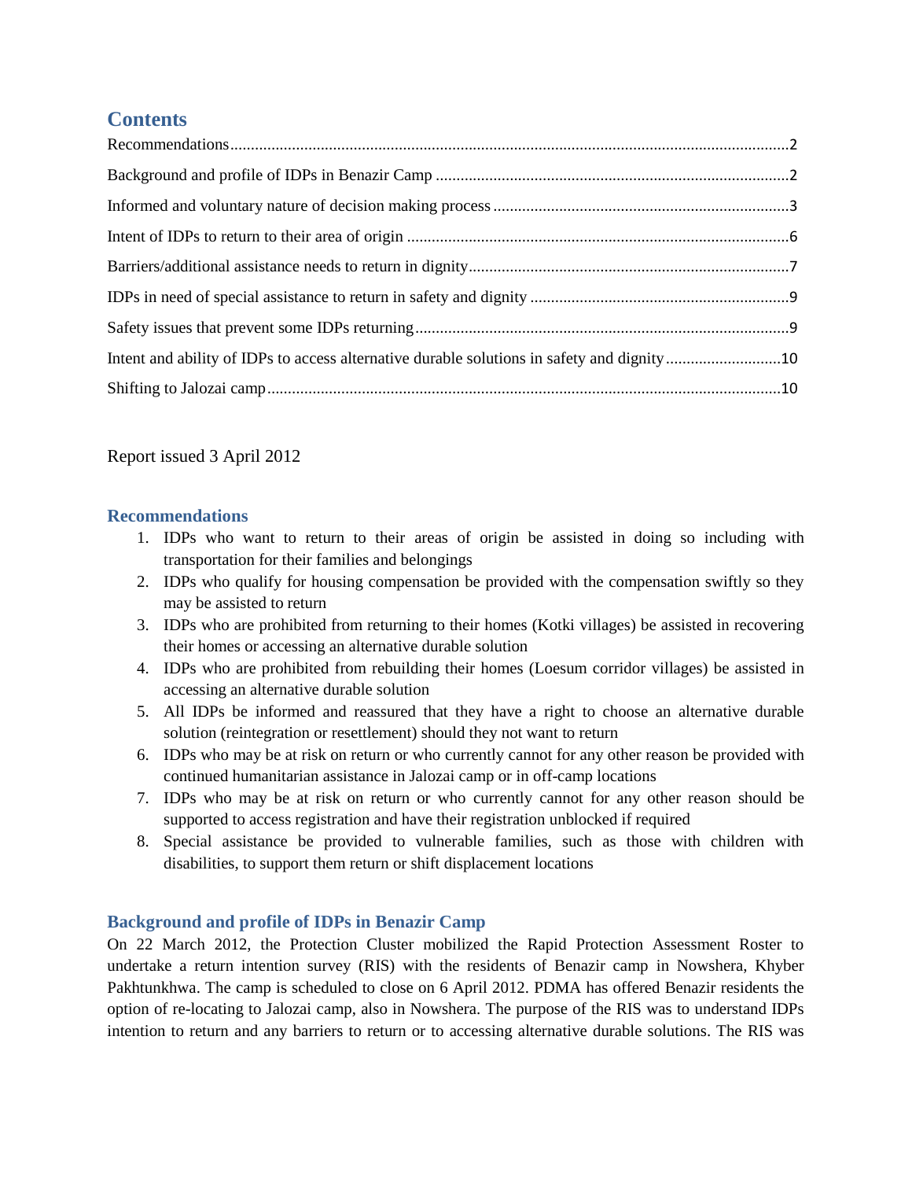## Contents

Recommendations.......................................................................................................................................2

Background and profile of IDPs in Benazir Camp .....................................................................................2

Informed and voluntary nature of decision making process .......................................................................3

Intent of IDPs to return to their area of origin ............................................................................................6

Barriers/additional assistance needs to return in dignity.............................................................................7

IDPs in need of special assistance to return in safety and dignity ..............................................................9

Safety issues that prevent some IDPs returning..........................................................................................9

Intent and ability of IDPs to access alternative durable solutions in safety and dignity............................10

Shifting to Jalozai camp............................................................................................................................10

Report issued 3 April 2012

## Recommendations

1. IDPs who want to return to their areas of origin be assisted in doing so including with transportation for their families and belongings
2. IDPs who qualify for housing compensation be provided with the compensation swiftly so they may be assisted to return
3. IDPs who are prohibited from returning to their homes (Kotki villages) be assisted in recovering their homes or accessing an alternative durable solution
4. IDPs who are prohibited from rebuilding their homes (Loesum corridor villages) be assisted in accessing an alternative durable solution
5. All IDPs be informed and reassured that they have a right to choose an alternative durable solution (reintegration or resettlement) should they not want to return
6. IDPs who may be at risk on return or who currently cannot for any other reason be provided with continued humanitarian assistance in Jalozai camp or in off-camp locations
7. IDPs who may be at risk on return or who currently cannot for any other reason should be supported to access registration and have their registration unblocked if required
8. Special assistance be provided to vulnerable families, such as those with children with disabilities, to support them return or shift displacement locations

## Background and profile of IDPs in Benazir Camp

On 22 March 2012, the Protection Cluster mobilized the Rapid Protection Assessment Roster to undertake a return intention survey (RIS) with the residents of Benazir camp in Nowshera, Khyber Pakhtunkhwa. The camp is scheduled to close on 6 April 2012. PDMA has offered Benazir residents the option of re-locating to Jalozai camp, also in Nowshera. The purpose of the RIS was to understand IDPs intention to return and any barriers to return or to accessing alternative durable solutions. The RIS was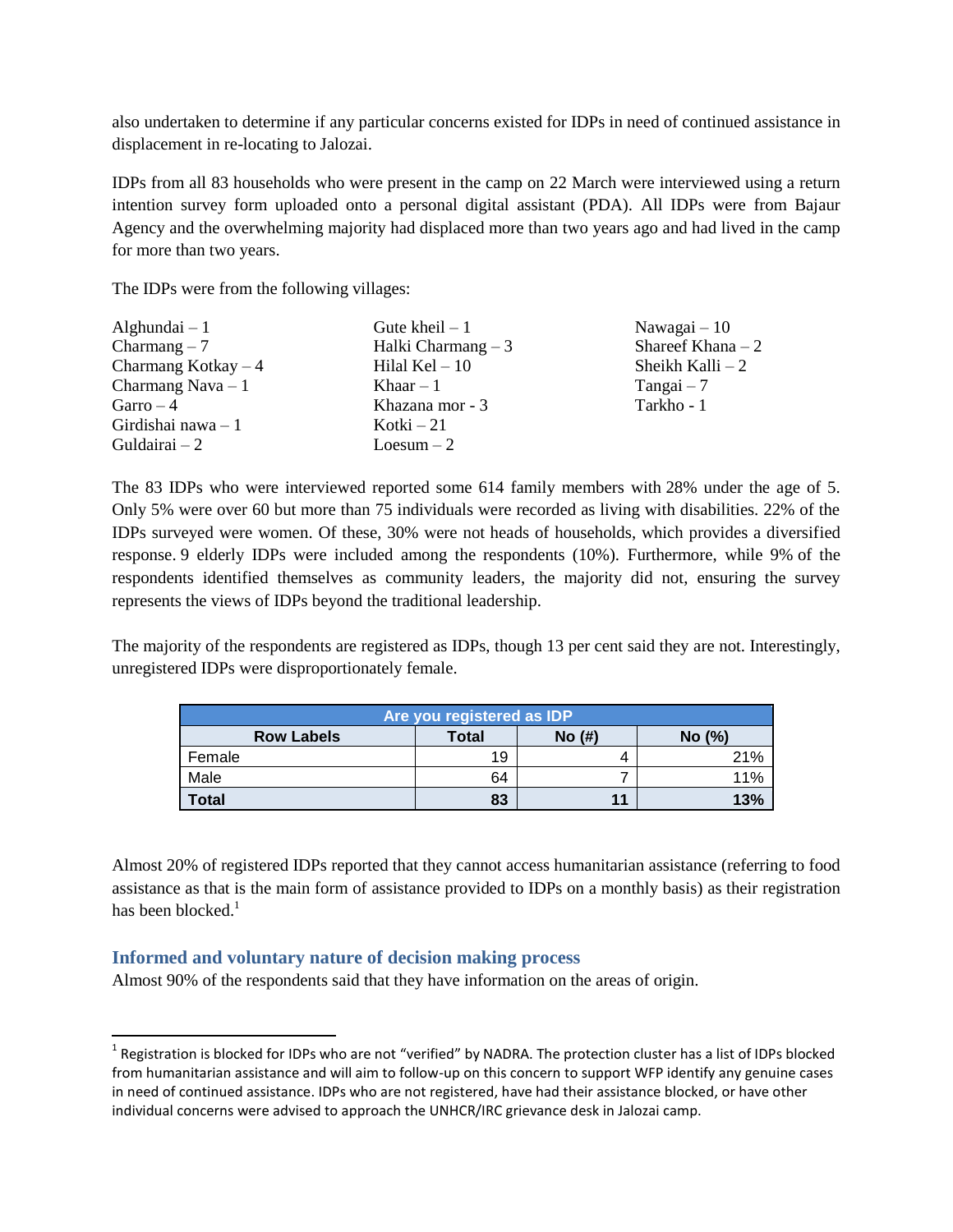also undertaken to determine if any particular concerns existed for IDPs in need of continued assistance in displacement in re-locating to Jalozai.

IDPs from all 83 households who were present in the camp on 22 March were interviewed using a return intention survey form uploaded onto a personal digital assistant (PDA). All IDPs were from Bajaur Agency and the overwhelming majority had displaced more than two years ago and had lived in the camp for more than two years.

The IDPs were from the following villages:

Alghundai – 1
Charmang – 7
Charmang Kotkay – 4
Charmang Nava – 1
Garro – 4
Girdishai nawa – 1
Guldairai – 2
Gute kheil – 1
Halki Charmang – 3
Hilal Kel – 10
Khaar – 1
Khazana mor - 3
Kotki – 21
Loesum – 2
Nawagai – 10
Shareef Khana – 2
Sheikh Kalli – 2
Tangai – 7
Tarkho - 1

The 83 IDPs who were interviewed reported some 614 family members with 28% under the age of 5. Only 5% were over 60 but more than 75 individuals were recorded as living with disabilities. 22% of the IDPs surveyed were women. Of these, 30% were not heads of households, which provides a diversified response. 9 elderly IDPs were included among the respondents (10%). Furthermore, while 9% of the respondents identified themselves as community leaders, the majority did not, ensuring the survey represents the views of IDPs beyond the traditional leadership.

The majority of the respondents are registered as IDPs, though 13 per cent said they are not. Interestingly, unregistered IDPs were disproportionately female.

| Are you registered as IDP | | | |
|---|---|---|---|
| **Row Labels** | **Total** | **No (#)** | **No (%)** |
| Female | 19 | 4 | 21% |
| Male | 64 | 7 | 11% |
| **Total** | **83** | **11** | **13%** |

Almost 20% of registered IDPs reported that they cannot access humanitarian assistance (referring to food assistance as that is the main form of assistance provided to IDPs on a monthly basis) as their registration has been blocked.[1]

### Informed and voluntary nature of decision making process

Almost 90% of the respondents said that they have information on the areas of origin.

[1] Registration is blocked for IDPs who are not "verified" by NADRA. The protection cluster has a list of IDPs blocked from humanitarian assistance and will aim to follow-up on this concern to support WFP identify any genuine cases in need of continued assistance. IDPs who are not registered, have had their assistance blocked, or have other individual concerns were advised to approach the UNHCR/IRC grievance desk in Jalozai camp.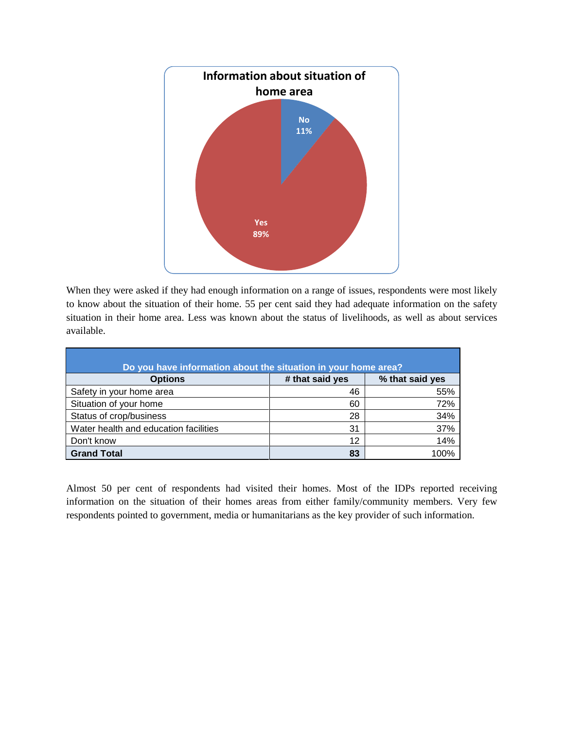When they were asked if they had enough information on a range of issues, respondents were most likely to know about the situation of their home. 55 per cent said they had adequate information on the safety situation in their home area. Less was known about the status of livelihoods, as well as about services available.

| Do you have information about the situation in your home area? | | |
|---|---|---|
| **Options** | **# that said yes** | **% that said yes** |
| Safety in your home area | 46 | 55% |
| Situation of your home | 60 | 72% |
| Status of crop/business | 28 | 34% |
| Water health and education facilities | 31 | 37% |
| Don't know | 12 | 14% |
| **Grand Total** | **83** | 100% |

Almost 50 per cent of respondents had visited their homes. Most of the IDPs reported receiving information on the situation of their homes areas from either family/community members. Very few respondents pointed to government, media or humanitarians as the key provider of such information.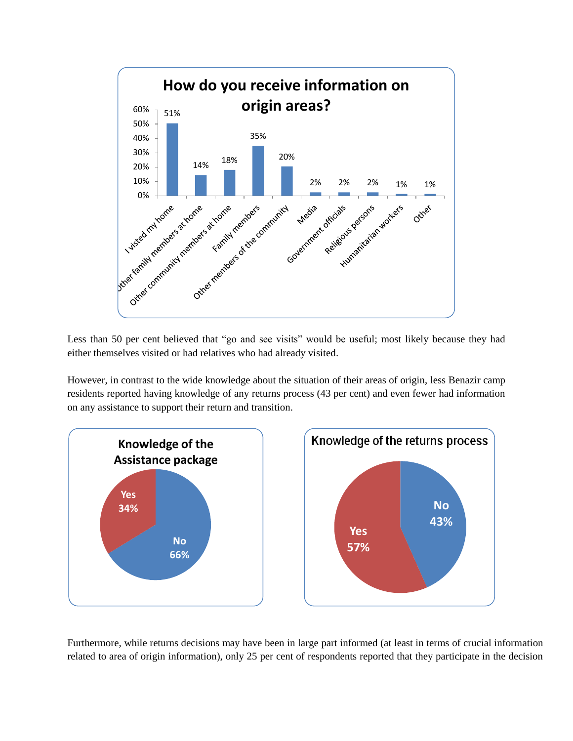**How do you receive information on origin areas?**

| Source | Percentage |
| --- | --- |
| I visted my home | 51% |
| Other family members at home | 14% |
| Other community members at home | 18% |
| Family members | 35% |
| Other members of the community | 20% |
| Media | 2% |
| Government officials | 2% |
| Religious persons | 2% |
| Humanitarian workers | 1% |
| Other | 1% |

Less than 50 per cent believed that "go and see visits" would be useful; most likely because they had either themselves visited or had relatives who had already visited.

However, in contrast to the wide knowledge about the situation of their areas of origin, less Benazir camp residents reported having knowledge of any returns process (43 per cent) and even fewer had information on any assistance to support their return and transition.

**Knowledge of the Assistance package**

| Response | Percentage |
| --- | --- |
| Yes | 34% |
| No | 66% |

**Knowledge of the returns process**

| Response | Percentage |
| --- | --- |
| Yes | 57% |
| No | 43% |

Furthermore, while returns decisions may have been in large part informed (at least in terms of crucial information related to area of origin information), only 25 per cent of respondents reported that they participate in the decision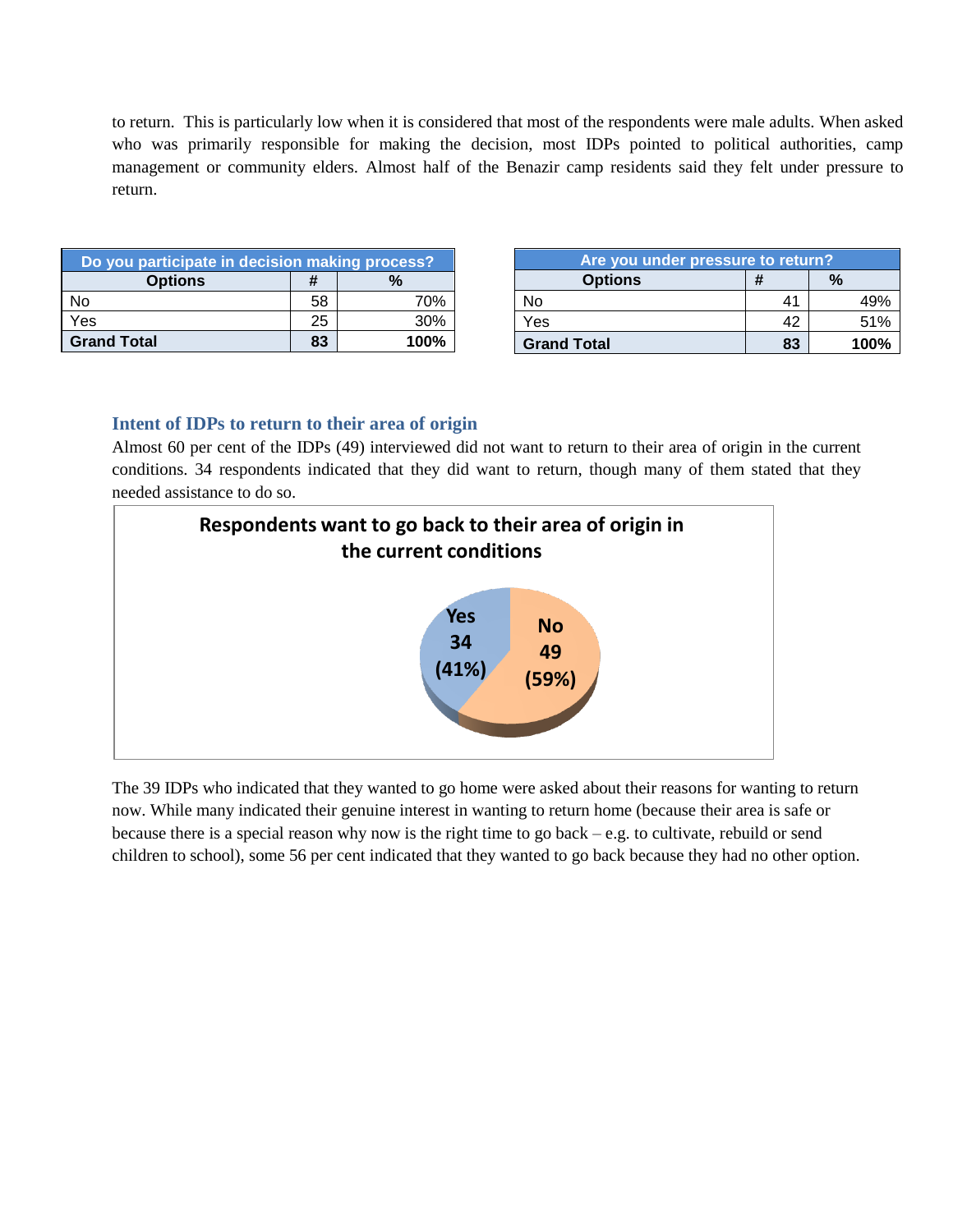to return. This is particularly low when it is considered that most of the respondents were male adults. When asked who was primarily responsible for making the decision, most IDPs pointed to political authorities, camp management or community elders. Almost half of the Benazir camp residents said they felt under pressure to return.

| Do you participate in decision making process? | | |
|---|---|---|
| **Options** | **#** | **%** |
| No | 58 | 70% |
| Yes | 25 | 30% |
| **Grand Total** | **83** | **100%** |

| Are you under pressure to return? | | |
|---|---|---|
| **Options** | **#** | **%** |
| No | 41 | 49% |
| Yes | 42 | 51% |
| **Grand Total** | **83** | **100%** |

### Intent of IDPs to return to their area of origin

Almost 60 per cent of the IDPs (49) interviewed did not want to return to their area of origin in the current conditions. 34 respondents indicated that they did want to return, though many of them stated that they needed assistance to do so.

**Respondents want to go back to their area of origin in the current conditions**

| Response | # | % |
|---|---|---|
| Yes | 34 | 41% |
| No | 49 | 59% |

The 39 IDPs who indicated that they wanted to go home were asked about their reasons for wanting to return now. While many indicated their genuine interest in wanting to return home (because their area is safe or because there is a special reason why now is the right time to go back – e.g. to cultivate, rebuild or send children to school), some 56 per cent indicated that they wanted to go back because they had no other option.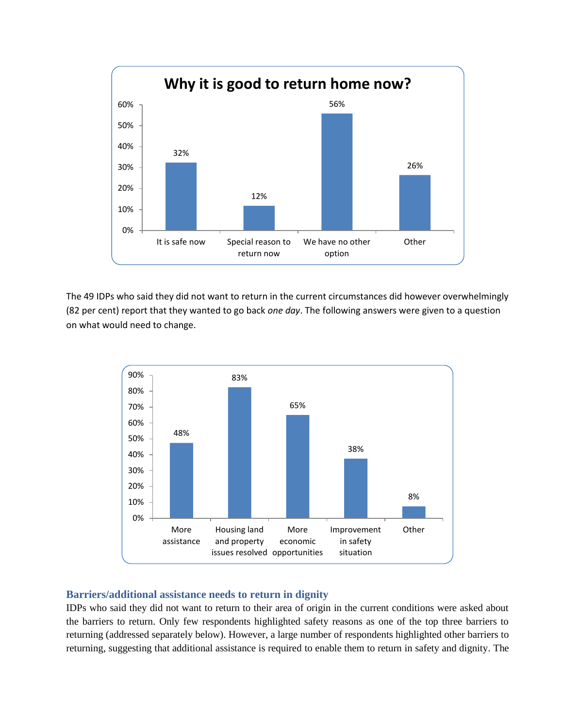**Why it is good to return home now?**

| Reason | Percentage |
|---|---|
| It is safe now | 32% |
| Special reason to return now | 12% |
| We have no other option | 56% |
| Other | 26% |

The 49 IDPs who said they did not want to return in the current circumstances did however overwhelmingly (82 per cent) report that they wanted to go back *one day*. The following answers were given to a question on what would need to change.

| What would need to change | Percentage |
|---|---|
| More assistance | 48% |
| Housing land and property issues resolved | 83% |
| More economic opportunities | 65% |
| Improvement in safety situation | 38% |
| Other | 8% |

## Barriers/additional assistance needs to return in dignity

IDPs who said they did not want to return to their area of origin in the current conditions were asked about the barriers to return. Only few respondents highlighted safety reasons as one of the top three barriers to returning (addressed separately below). However, a large number of respondents highlighted other barriers to returning, suggesting that additional assistance is required to enable them to return in safety and dignity. The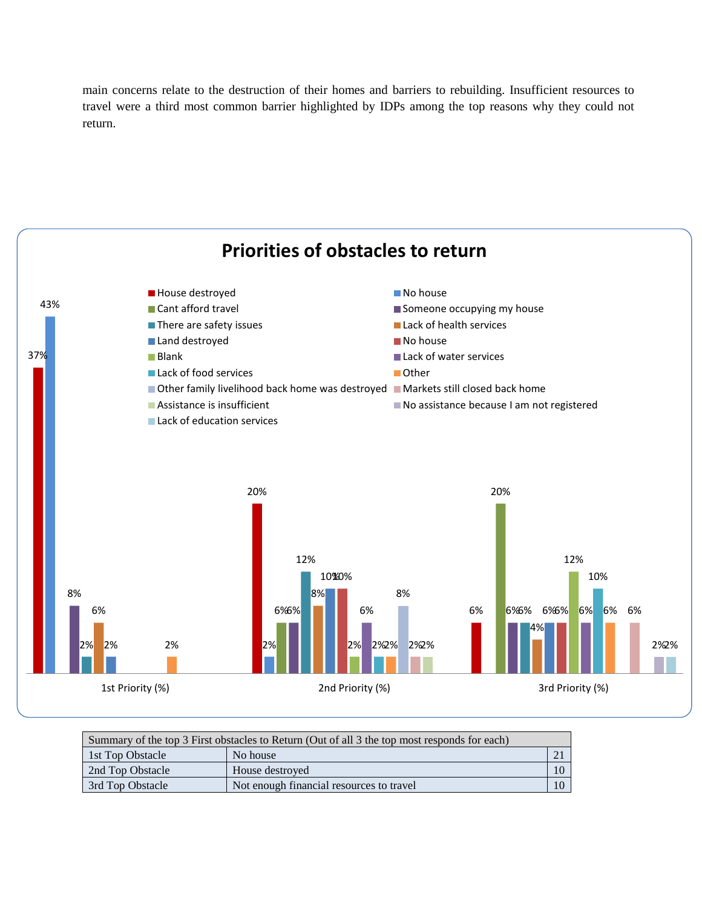main concerns relate to the destruction of their homes and barriers to rebuilding. Insufficient resources to travel were a third most common barrier highlighted by IDPs among the top reasons why they could not return.

**Priorities of obstacles to return**

Legend: House destroyed; No house; Cant afford travel; Someone occupying my house; There are safety issues; Lack of health services; Land destroyed; No house; Blank; Lack of water services; Lack of food services; Other; Other family livelihood back home was destroyed; Markets still closed back home; Assistance is insufficient; No assistance because I am not registered; Lack of education services

1st Priority (%): 37%, 43%, 8%, 2%, 6%, 2%, 2%

2nd Priority (%): 20%, 2%, 6%, 6%, 12%, 8%, 10%, 10%, 2%, 6%, 2%, 2%, 8%, 2%, 2%

3rd Priority (%): 6%, 20%, 6%, 6%, 4%, 6%, 6%, 12%, 6%, 10%, 6%, 6%, 2%, 2%

| Summary of the top 3 First obstacles to Return (Out of all 3 the top most responds for each) | | |
|---|---|---|
| 1st Top Obstacle | No house | 21 |
| 2nd Top Obstacle | House destroyed | 10 |
| 3rd Top Obstacle | Not enough financial resources to travel | 10 |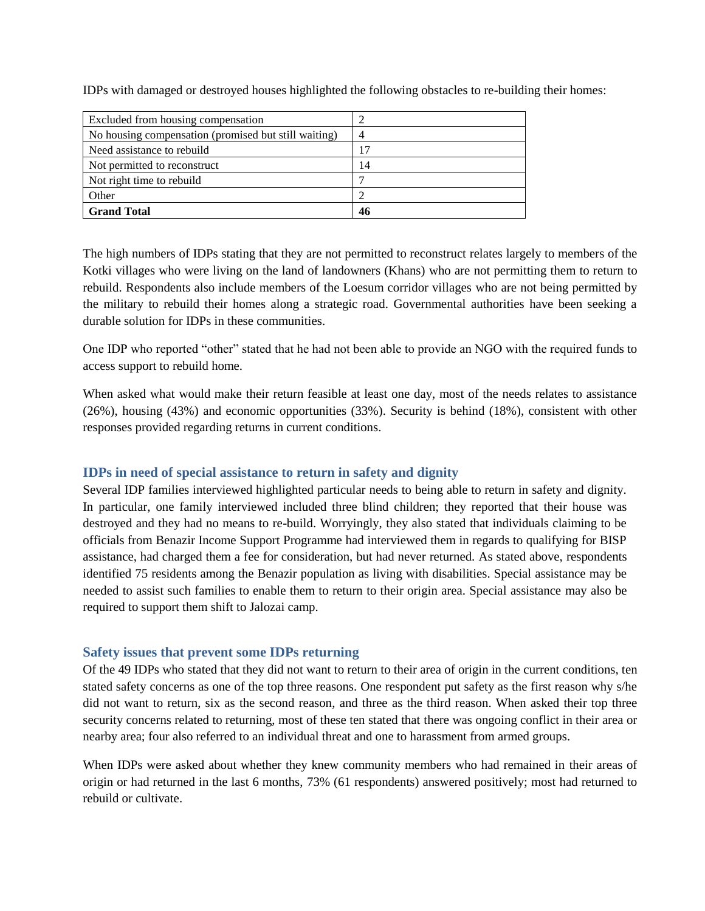IDPs with damaged or destroyed houses highlighted the following obstacles to re-building their homes:

| | |
|---|---|
| Excluded from housing compensation | 2 |
| No housing compensation (promised but still waiting) | 4 |
| Need assistance to rebuild | 17 |
| Not permitted to reconstruct | 14 |
| Not right time to rebuild | 7 |
| Other | 2 |
| **Grand Total** | **46** |

The high numbers of IDPs stating that they are not permitted to reconstruct relates largely to members of the Kotki villages who were living on the land of landowners (Khans) who are not permitting them to return to rebuild. Respondents also include members of the Loesum corridor villages who are not being permitted by the military to rebuild their homes along a strategic road. Governmental authorities have been seeking a durable solution for IDPs in these communities.

One IDP who reported "other" stated that he had not been able to provide an NGO with the required funds to access support to rebuild home.

When asked what would make their return feasible at least one day, most of the needs relates to assistance (26%), housing (43%) and economic opportunities (33%). Security is behind (18%), consistent with other responses provided regarding returns in current conditions.

### IDPs in need of special assistance to return in safety and dignity

Several IDP families interviewed highlighted particular needs to being able to return in safety and dignity. In particular, one family interviewed included three blind children; they reported that their house was destroyed and they had no means to re-build. Worryingly, they also stated that individuals claiming to be officials from Benazir Income Support Programme had interviewed them in regards to qualifying for BISP assistance, had charged them a fee for consideration, but had never returned. As stated above, respondents identified 75 residents among the Benazir population as living with disabilities. Special assistance may be needed to assist such families to enable them to return to their origin area. Special assistance may also be required to support them shift to Jalozai camp.

### Safety issues that prevent some IDPs returning

Of the 49 IDPs who stated that they did not want to return to their area of origin in the current conditions, ten stated safety concerns as one of the top three reasons. One respondent put safety as the first reason why s/he did not want to return, six as the second reason, and three as the third reason. When asked their top three security concerns related to returning, most of these ten stated that there was ongoing conflict in their area or nearby area; four also referred to an individual threat and one to harassment from armed groups.

When IDPs were asked about whether they knew community members who had remained in their areas of origin or had returned in the last 6 months, 73% (61 respondents) answered positively; most had returned to rebuild or cultivate.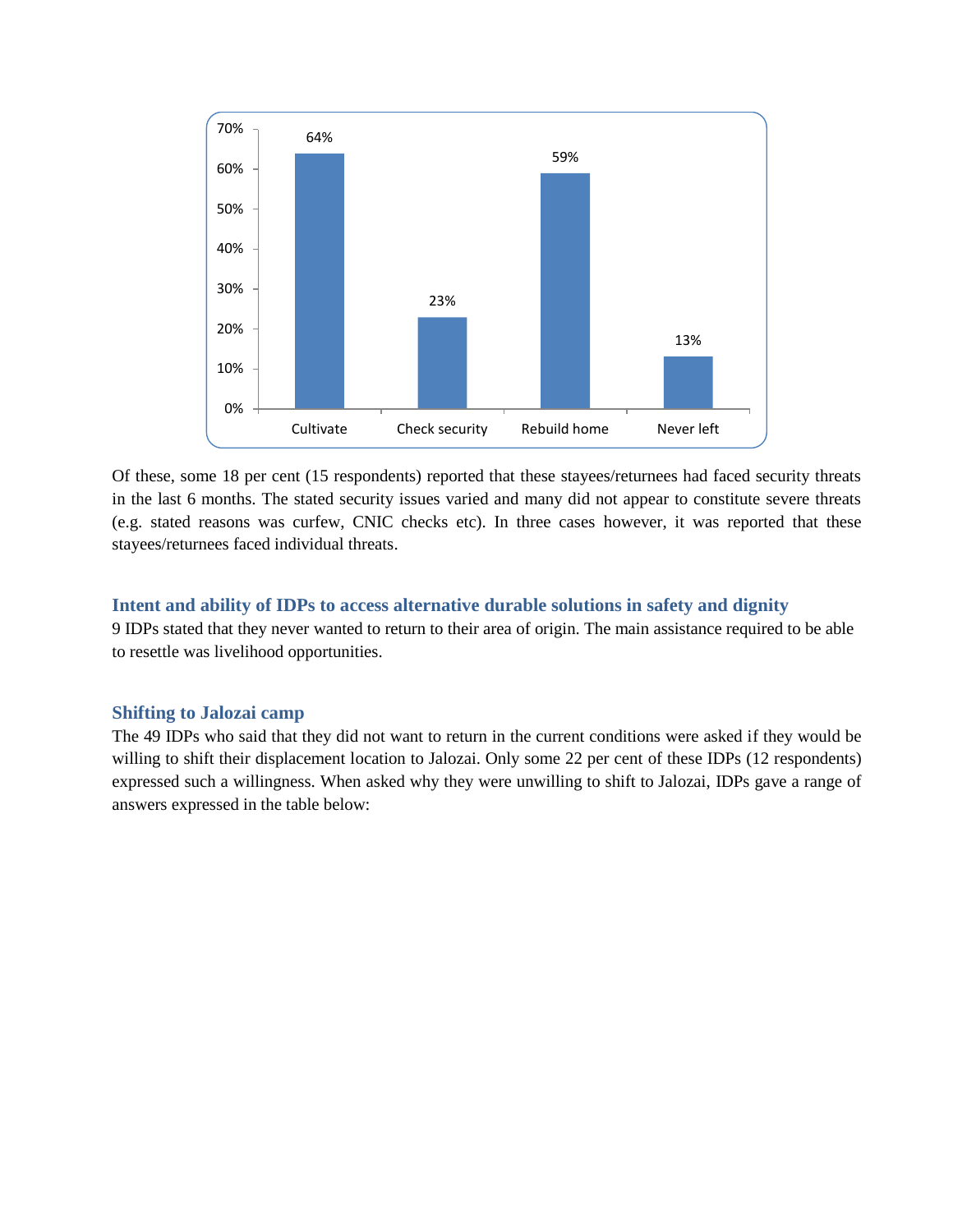| Cultivate | Check security | Rebuild home | Never left |
|---|---|---|---|
| 64% | 23% | 59% | 13% |

Of these, some 18 per cent (15 respondents) reported that these stayees/returnees had faced security threats in the last 6 months. The stated security issues varied and many did not appear to constitute severe threats (e.g. stated reasons was curfew, CNIC checks etc). In three cases however, it was reported that these stayees/returnees faced individual threats.

### Intent and ability of IDPs to access alternative durable solutions in safety and dignity

9 IDPs stated that they never wanted to return to their area of origin. The main assistance required to be able to resettle was livelihood opportunities.

### Shifting to Jalozai camp

The 49 IDPs who said that they did not want to return in the current conditions were asked if they would be willing to shift their displacement location to Jalozai. Only some 22 per cent of these IDPs (12 respondents) expressed such a willingness. When asked why they were unwilling to shift to Jalozai, IDPs gave a range of answers expressed in the table below: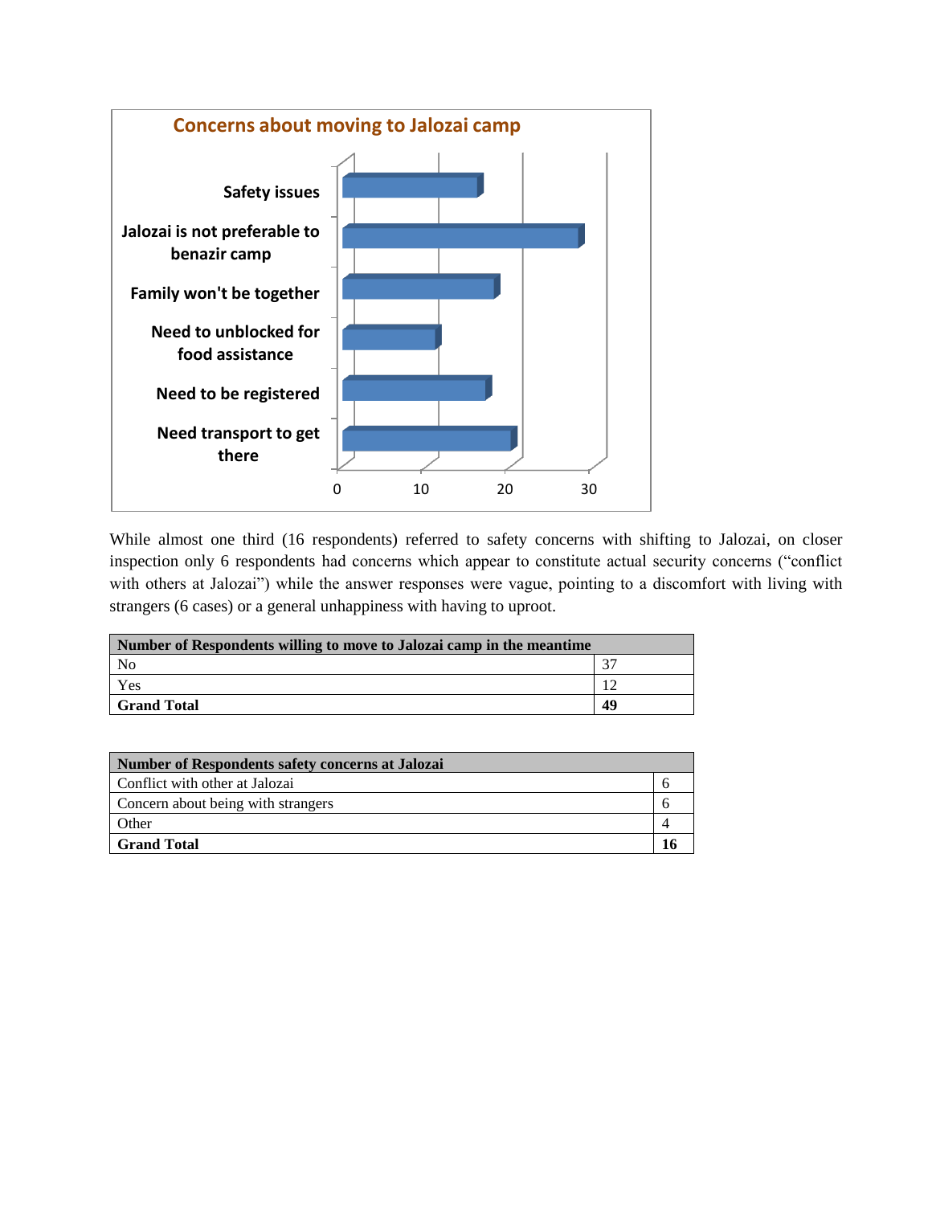Concerns about moving to Jalozai camp

Safety issues

Jalozai is not preferable to benazir camp

Family won't be together

Need to unblocked for food assistance

Need to be registered

Need transport to get there

0
10
20
30

While almost one third (16 respondents) referred to safety concerns with shifting to Jalozai, on closer inspection only 6 respondents had concerns which appear to constitute actual security concerns ("conflict with others at Jalozai") while the answer responses were vague, pointing to a discomfort with living with strangers (6 cases) or a general unhappiness with having to uproot.

| **Number of Respondents willing to move to Jalozai camp in the meantime** | |
|---|---|
| No | 37 |
| Yes | 12 |
| **Grand Total** | **49** |

| **Number of Respondents safety concerns at Jalozai** | |
|---|---|
| Conflict with other at Jalozai | 6 |
| Concern about being with strangers | 6 |
| Other | 4 |
| **Grand Total** | **16** |